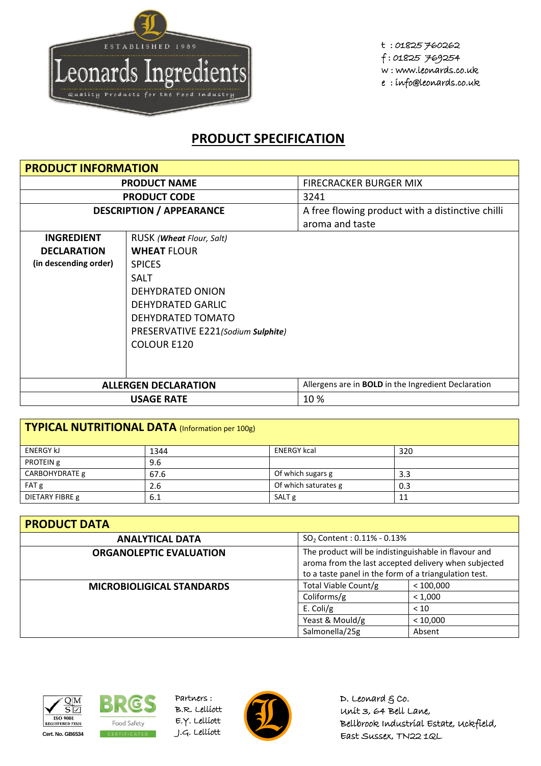ESTABLISHED 1989

Leonards Ingredients

Quality Products for the Food Industry

t : 01825 760262
f : 01825 769254
w : www.leonards.co.uk
e : info@leonards.co.uk

# PRODUCT SPECIFICATION

## PRODUCT INFORMATION

| | |
|---|---|
| **PRODUCT NAME** | FIRECRACKER BURGER MIX |
| **PRODUCT CODE** | 3241 |
| **DESCRIPTION / APPEARANCE** | A free flowing product with a distinctive chilli aroma and taste |

**INGREDIENT DECLARATION (in descending order)**

- RUSK *(**Wheat** Flour, Salt)*
- **WHEAT FLOUR**
- SPICES
- SALT
- DEHYDRATED ONION
- DEHYDRATED GARLIC
- DEHYDRATED TOMATO
- PRESERVATIVE E221*(Sodium **Sulphite**)*
- COLOUR E120

| | |
|---|---|
| **ALLERGEN DECLARATION** | Allergens are in **BOLD** in the Ingredient Declaration |
| **USAGE RATE** | 10 % |

## TYPICAL NUTRITIONAL DATA (Information per 100g)

| | | | |
|---|---|---|---|
| ENERGY kJ | 1344 | ENERGY kcal | 320 |
| PROTEIN g | 9.6 | | |
| CARBOHYDRATE g | 67.6 | Of which sugars g | 3.3 |
| FAT g | 2.6 | Of which saturates g | 0.3 |
| DIETARY FIBRE g | 6.1 | SALT g | 11 |

## PRODUCT DATA

| | | |
|---|---|---|
| **ANALYTICAL DATA** | $SO_2$ Content : 0.11% - 0.13% | |
| **ORGANOLEPTIC EVALUATION** | The product will be indistinguishable in flavour and aroma from the last accepted delivery when subjected to a taste panel in the form of a triangulation test. | |
| **MICROBIOLIGICAL STANDARDS** | Total Viable Count/g | < 100,000 |
| | Coliforms/g | < 1,000 |
| | E. Coli/g | < 10 |
| | Yeast & Mould/g | < 10,000 |
| | Salmonella/25g | Absent |

QMS ISO 9001 REGISTERED FIRM Cert. No. GB6534

BRCGS Food Safety CERTIFICATED

Partners :
B.R. Lelliott
E.Y. Lelliott
J.G. Lelliott

D. Leonard & Co.
Unit 3, 64 Bell Lane,
Bellbrook Industrial Estate, Uckfield,
East Sussex, TN22 1QL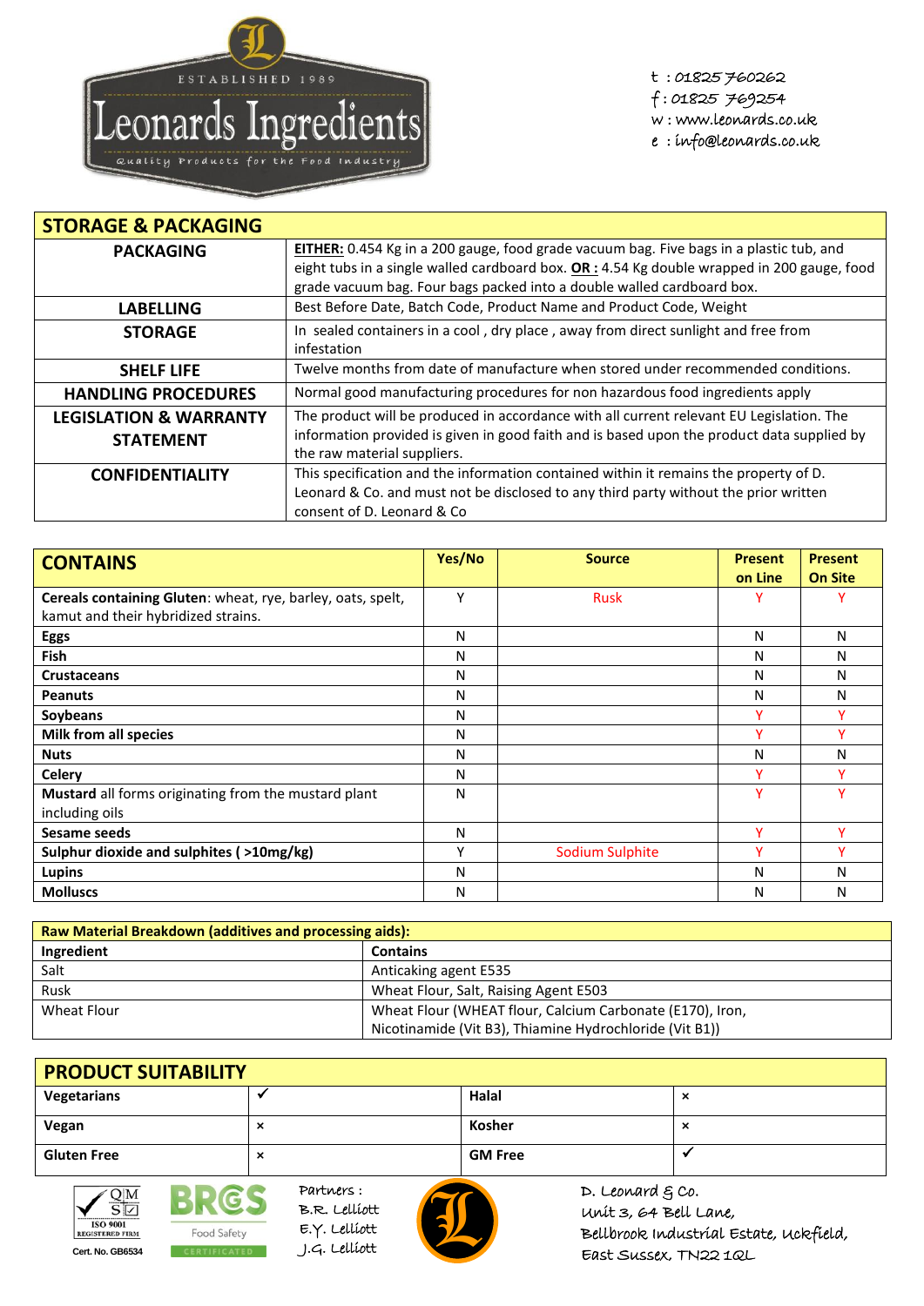Leonards Ingredients

ESTABLISHED 1989

Quality Products for the Food Industry

t : 01825 760262
f : 01825 769254
w : www.leonards.co.uk
e : info@leonards.co.uk

| STORAGE & PACKAGING | |
|---|---|
| **PACKAGING** | **EITHER:** 0.454 Kg in a 200 gauge, food grade vacuum bag. Five bags in a plastic tub, and eight tubs in a single walled cardboard box. **OR :** 4.54 Kg double wrapped in 200 gauge, food grade vacuum bag. Four bags packed into a double walled cardboard box. |
| **LABELLING** | Best Before Date, Batch Code, Product Name and Product Code, Weight |
| **STORAGE** | In sealed containers in a cool , dry place , away from direct sunlight and free from infestation |
| **SHELF LIFE** | Twelve months from date of manufacture when stored under recommended conditions. |
| **HANDLING PROCEDURES** | Normal good manufacturing procedures for non hazardous food ingredients apply |
| **LEGISLATION & WARRANTY STATEMENT** | The product will be produced in accordance with all current relevant EU Legislation. The information provided is given in good faith and is based upon the product data supplied by the raw material suppliers. |
| **CONFIDENTIALITY** | This specification and the information contained within it remains the property of D. Leonard & Co. and must not be disclosed to any third party without the prior written consent of D. Leonard & Co |

| CONTAINS | Yes/No | Source | Present on Line | Present On Site |
|---|---|---|---|---|
| **Cereals containing Gluten**: wheat, rye, barley, oats, spelt, kamut and their hybridized strains. | Y | Rusk | Y | Y |
| **Eggs** | N | | N | N |
| **Fish** | N | | N | N |
| **Crustaceans** | N | | N | N |
| **Peanuts** | N | | N | N |
| **Soybeans** | N | | Y | Y |
| **Milk from all species** | N | | Y | Y |
| **Nuts** | N | | N | N |
| **Celery** | N | | Y | Y |
| **Mustard** all forms originating from the mustard plant including oils | N | | Y | Y |
| **Sesame seeds** | N | | Y | Y |
| **Sulphur dioxide and sulphites ( >10mg/kg)** | Y | Sodium Sulphite | Y | Y |
| **Lupins** | N | | N | N |
| **Molluscs** | N | | N | N |

| Raw Material Breakdown (additives and processing aids): | |
|---|---|
| **Ingredient** | **Contains** |
| Salt | Anticaking agent E535 |
| Rusk | Wheat Flour, Salt, Raising Agent E503 |
| Wheat Flour | Wheat Flour (WHEAT flour, Calcium Carbonate (E170), Iron, Nicotinamide (Vit B3), Thiamine Hydrochloride (Vit B1)) |

| PRODUCT SUITABILITY | | | |
|---|---|---|---|
| **Vegetarians** | ✓ | **Halal** | × |
| **Vegan** | × | **Kosher** | × |
| **Gluten Free** | × | **GM Free** | ✓ |

QMS ISO 9001 REGISTERED FIRM Cert. No. GB6534

BRCGS Food Safety CERTIFICATED

Partners :
B.R. Lelliott
E.Y. Lelliott
J.G. Lelliott

D. Leonard & Co.
Unit 3, 64 Bell Lane,
Bellbrook Industrial Estate, Uckfield,
East Sussex, TN22 1QL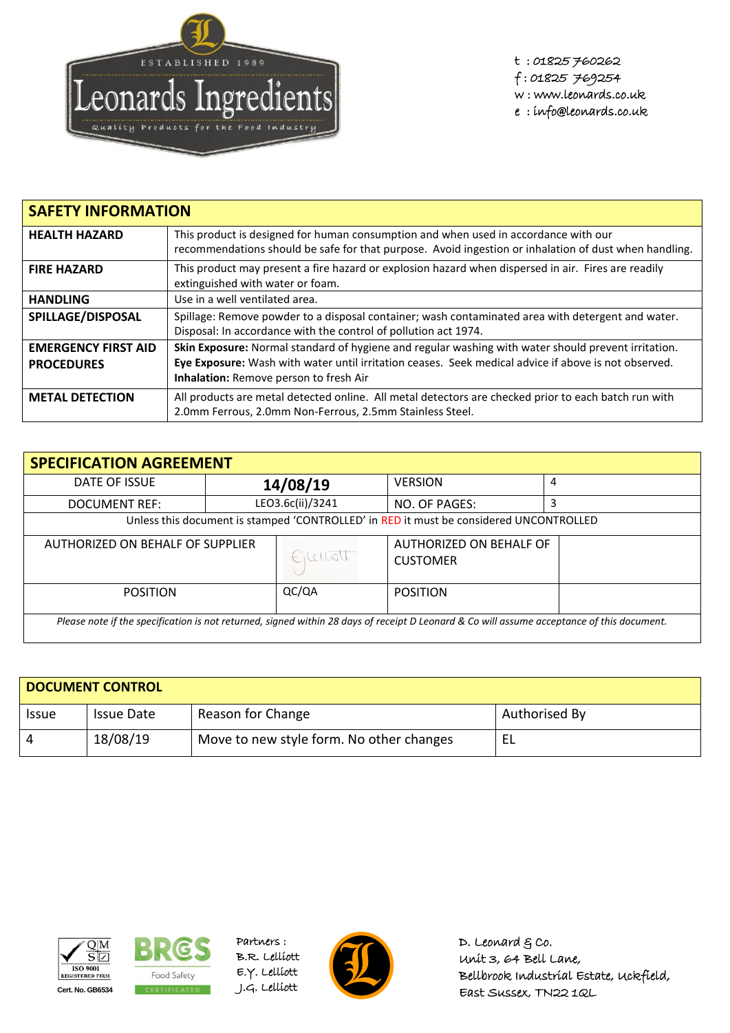Leonards Ingredients

ESTABLISHED 1989

Quality Products for the Food Industry

t : 01825 760262
f : 01825 769254
w : www.leonards.co.uk
e : info@leonards.co.uk

| SAFETY INFORMATION | |
|---|---|
| **HEALTH HAZARD** | This product is designed for human consumption and when used in accordance with our recommendations should be safe for that purpose. Avoid ingestion or inhalation of dust when handling. |
| **FIRE HAZARD** | This product may present a fire hazard or explosion hazard when dispersed in air. Fires are readily extinguished with water or foam. |
| **HANDLING** | Use in a well ventilated area. |
| **SPILLAGE/DISPOSAL** | Spillage: Remove powder to a disposal container; wash contaminated area with detergent and water. Disposal: In accordance with the control of pollution act 1974. |
| **EMERGENCY FIRST AID PROCEDURES** | **Skin Exposure:** Normal standard of hygiene and regular washing with water should prevent irritation. **Eye Exposure:** Wash with water until irritation ceases. Seek medical advice if above is not observed. **Inhalation:** Remove person to fresh Air |
| **METAL DETECTION** | All products are metal detected online. All metal detectors are checked prior to each batch run with 2.0mm Ferrous, 2.0mm Non-Ferrous, 2.5mm Stainless Steel. |

| SPECIFICATION AGREEMENT | | | |
|---|---|---|---|
| DATE OF ISSUE | **14/08/19** | VERSION | 4 |
| DOCUMENT REF: | LEO3.6c(ii)/3241 | NO. OF PAGES: | 3 |
| Unless this document is stamped 'CONTROLLED' in RED it must be considered UNCONTROLLED | | | |
| AUTHORIZED ON BEHALF OF SUPPLIER | G Lelliott | AUTHORIZED ON BEHALF OF CUSTOMER | |
| POSITION | QC/QA | POSITION | |

*Please note if the specification is not returned, signed within 28 days of receipt D Leonard & Co will assume acceptance of this document.*

| DOCUMENT CONTROL | | | |
|---|---|---|---|
| Issue | Issue Date | Reason for Change | Authorised By |
| 4 | 18/08/19 | Move to new style form. No other changes | EL |

ISO 9001 REGISTERED FIRM Cert. No. GB6534

BRCGS Food Safety CERTIFICATED

Partners :
B.R. Lelliott
E.Y. Lelliott
J.G. Lelliott

D. Leonard & Co.
Unit 3, 64 Bell Lane,
Bellbrook Industrial Estate, Uckfield,
East Sussex, TN22 1QL